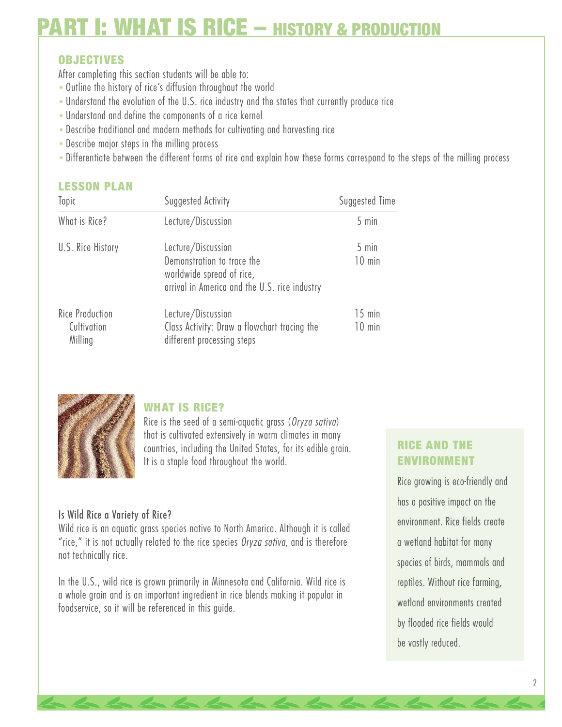# PART I: WHAT IS RICE – HISTORY & PRODUCTION

## OBJECTIVES

After completing this section students will be able to:

- Outline the history of rice's diffusion throughout the world
- Understand the evolution of the U.S. rice industry and the states that currently produce rice
- Understand and define the components of a rice kernel
- Describe traditional and modern methods for cultivating and harvesting rice
- Describe major steps in the milling process
- Differentiate between the different forms of rice and explain how these forms correspond to the steps of the milling process

## LESSON PLAN

| Topic | Suggested Activity | Suggested Time |
|---|---|---|
| What is Rice? | Lecture/Discussion | 5 min |
| U.S. Rice History | Lecture/Discussion | 5 min |
| | Demonstration to trace the worldwide spread of rice, arrival in America and the U.S. rice industry | 10 min |
| Rice Production<br>Cultivation<br>Milling | Lecture/Discussion | 15 min |
| | Class Activity: Draw a flowchart tracing the different processing steps | 10 min |

## WHAT IS RICE?

Rice is the seed of a semi-aquatic grass (*Oryza sativa*) that is cultivated extensively in warm climates in many countries, including the United States, for its edible grain. It is a staple food throughout the world.

### Is Wild Rice a Variety of Rice?

Wild rice is an aquatic grass species native to North America. Although it is called "rice," it is not actually related to the rice species *Oryza sativa*, and is therefore not technically rice.

In the U.S., wild rice is grown primarily in Minnesota and California. Wild rice is a whole grain and is an important ingredient in rice blends making it popular in foodservice, so it will be referenced in this guide.

## RICE AND THE ENVIRONMENT

Rice growing is eco-friendly and has a positive impact on the environment. Rice fields create a wetland habitat for many species of birds, mammals and reptiles. Without rice farming, wetland environments created by flooded rice fields would be vastly reduced.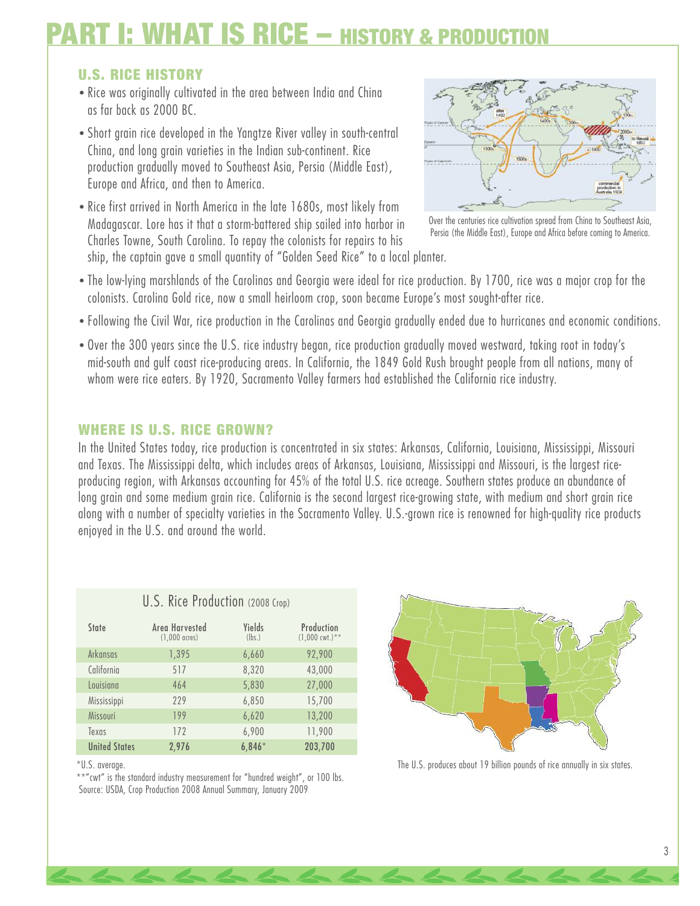# PART I: WHAT IS RICE – HISTORY & PRODUCTION

## U.S. RICE HISTORY

- Rice was originally cultivated in the area between India and China as far back as 2000 BC.
- Short grain rice developed in the Yangtze River valley in south-central China, and long grain varieties in the Indian sub-continent. Rice production gradually moved to Southeast Asia, Persia (Middle East), Europe and Africa, and then to America.
- Rice first arrived in North America in the late 1680s, most likely from Madagascar. Lore has it that a storm-battered ship sailed into harbor in Charles Towne, South Carolina. To repay the colonists for repairs to his ship, the captain gave a small quantity of "Golden Seed Rice" to a local planter.
- The low-lying marshlands of the Carolinas and Georgia were ideal for rice production. By 1700, rice was a major crop for the colonists. Carolina Gold rice, now a small heirloom crop, soon became Europe's most sought-after rice.
- Following the Civil War, rice production in the Carolinas and Georgia gradually ended due to hurricanes and economic conditions.
- Over the 300 years since the U.S. rice industry began, rice production gradually moved westward, taking root in today's mid-south and gulf coast rice-producing areas. In California, the 1849 Gold Rush brought people from all nations, many of whom were rice eaters. By 1920, Sacramento Valley farmers had established the California rice industry.

Over the centuries rice cultivation spread from China to Southeast Asia, Persia (the Middle East), Europe and Africa before coming to America.

## WHERE IS U.S. RICE GROWN?

In the United States today, rice production is concentrated in six states: Arkansas, California, Louisiana, Mississippi, Missouri and Texas. The Mississippi delta, which includes areas of Arkansas, Louisiana, Mississippi and Missouri, is the largest rice-producing region, with Arkansas accounting for 45% of the total U.S. rice acreage. Southern states produce an abundance of long grain and some medium grain rice. California is the second largest rice-growing state, with medium and short grain rice along with a number of specialty varieties in the Sacramento Valley. U.S.-grown rice is renowned for high-quality rice products enjoyed in the U.S. and around the world.

### U.S. Rice Production (2008 Crop)

| State | Area Harvested (1,000 acres) | Yields (lbs.) | Production (1,000 cwt.)** |
|---|---|---|---|
| Arkansas | 1,395 | 6,660 | 92,900 |
| California | 517 | 8,320 | 43,000 |
| Louisiana | 464 | 5,830 | 27,000 |
| Mississippi | 229 | 6,850 | 15,700 |
| Missouri | 199 | 6,620 | 13,200 |
| Texas | 172 | 6,900 | 11,900 |
| **United States** | **2,976** | **6,846*** | **203,700** |

*U.S. average.

**"cwt" is the standard industry measurement for "hundred weight", or 100 lbs.

Source: USDA, Crop Production 2008 Annual Summary, January 2009

The U.S. produces about 19 billion pounds of rice annually in six states.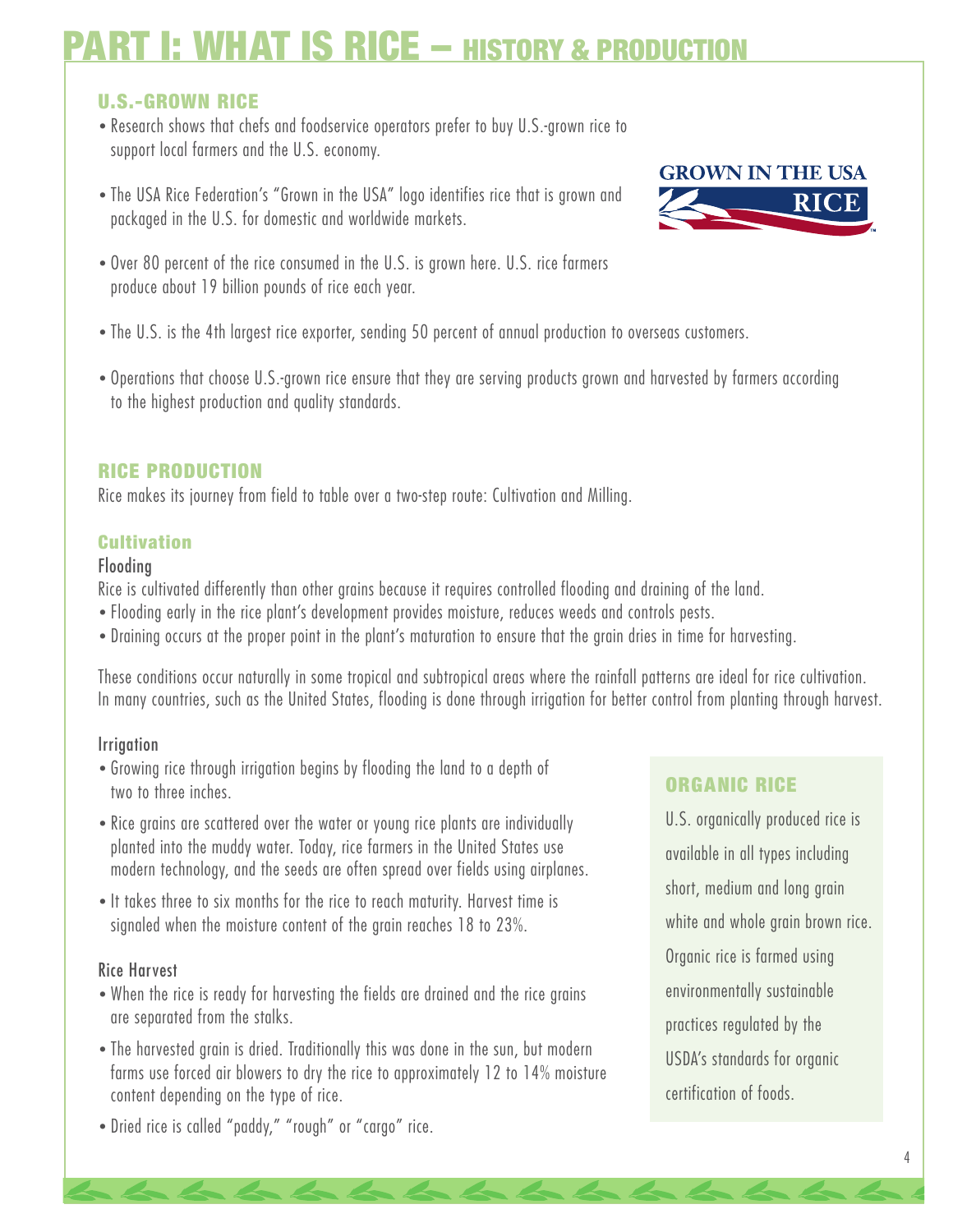# PART I: WHAT IS RICE – HISTORY & PRODUCTION

## U.S.-GROWN RICE

- Research shows that chefs and foodservice operators prefer to buy U.S.-grown rice to support local farmers and the U.S. economy.
- The USA Rice Federation's "Grown in the USA" logo identifies rice that is grown and packaged in the U.S. for domestic and worldwide markets.
- Over 80 percent of the rice consumed in the U.S. is grown here. U.S. rice farmers produce about 19 billion pounds of rice each year.
- The U.S. is the 4th largest rice exporter, sending 50 percent of annual production to overseas customers.
- Operations that choose U.S.-grown rice ensure that they are serving products grown and harvested by farmers according to the highest production and quality standards.

## RICE PRODUCTION

Rice makes its journey from field to table over a two-step route: Cultivation and Milling.

### Cultivation

#### Flooding

Rice is cultivated differently than other grains because it requires controlled flooding and draining of the land.

- Flooding early in the rice plant's development provides moisture, reduces weeds and controls pests.
- Draining occurs at the proper point in the plant's maturation to ensure that the grain dries in time for harvesting.

These conditions occur naturally in some tropical and subtropical areas where the rainfall patterns are ideal for rice cultivation. In many countries, such as the United States, flooding is done through irrigation for better control from planting through harvest.

#### Irrigation

- Growing rice through irrigation begins by flooding the land to a depth of two to three inches.
- Rice grains are scattered over the water or young rice plants are individually planted into the muddy water. Today, rice farmers in the United States use modern technology, and the seeds are often spread over fields using airplanes.
- It takes three to six months for the rice to reach maturity. Harvest time is signaled when the moisture content of the grain reaches 18 to 23%.

#### Rice Harvest

- When the rice is ready for harvesting the fields are drained and the rice grains are separated from the stalks.
- The harvested grain is dried. Traditionally this was done in the sun, but modern farms use forced air blowers to dry the rice to approximately 12 to 14% moisture content depending on the type of rice.
- Dried rice is called "paddy," "rough" or "cargo" rice.

## ORGANIC RICE

U.S. organically produced rice is available in all types including short, medium and long grain white and whole grain brown rice. Organic rice is farmed using environmentally sustainable practices regulated by the USDA's standards for organic certification of foods.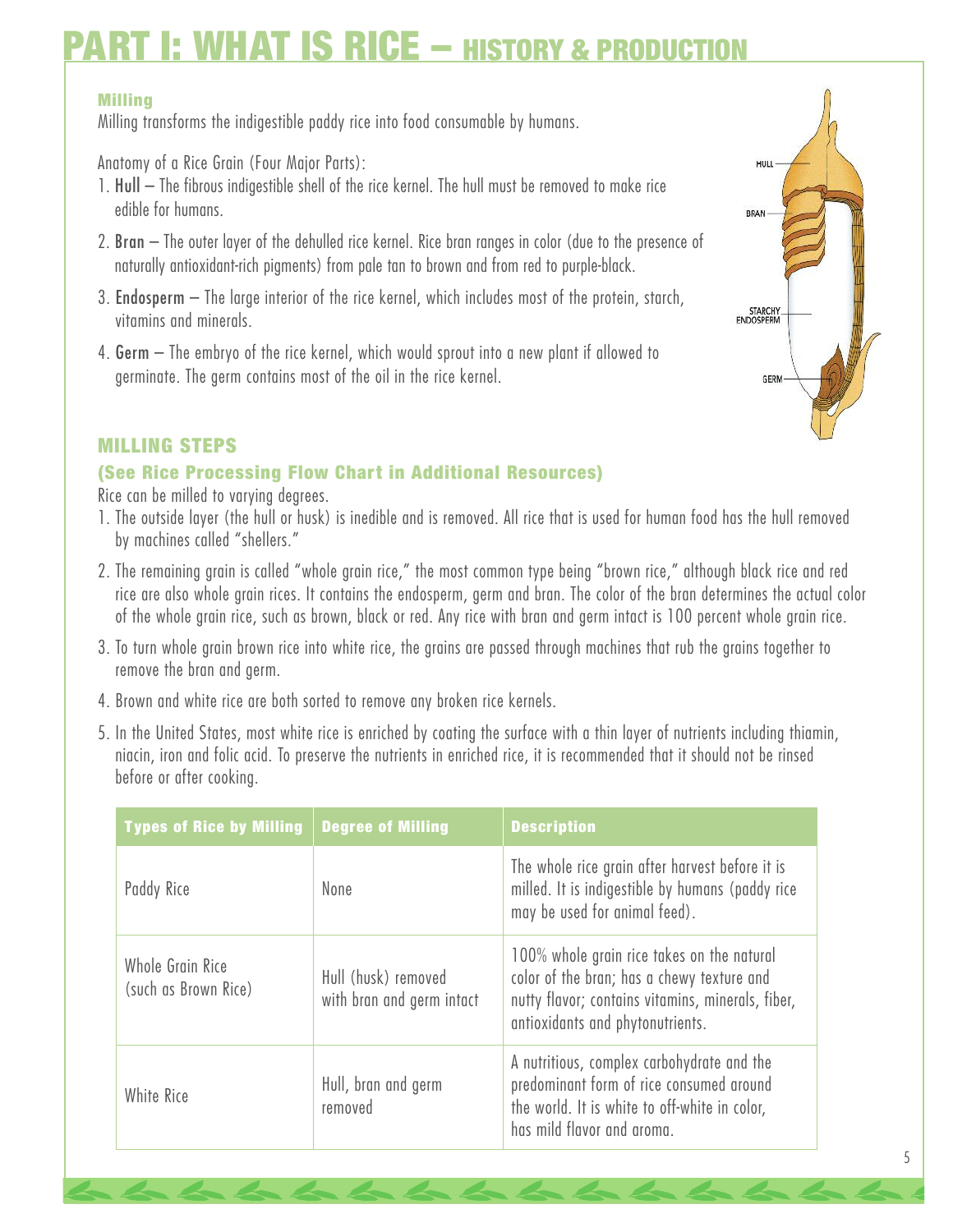# PART I: WHAT IS RICE – HISTORY & PRODUCTION

### Milling

Milling transforms the indigestible paddy rice into food consumable by humans.

Anatomy of a Rice Grain (Four Major Parts):

1. **Hull** – The fibrous indigestible shell of the rice kernel. The hull must be removed to make rice edible for humans.
2. **Bran** – The outer layer of the dehulled rice kernel. Rice bran ranges in color (due to the presence of naturally antioxidant-rich pigments) from pale tan to brown and from red to purple-black.
3. **Endosperm** – The large interior of the rice kernel, which includes most of the protein, starch, vitamins and minerals.
4. **Germ** – The embryo of the rice kernel, which would sprout into a new plant if allowed to germinate. The germ contains most of the oil in the rice kernel.

## MILLING STEPS

### (See Rice Processing Flow Chart in Additional Resources)

Rice can be milled to varying degrees.

1. The outside layer (the hull or husk) is inedible and is removed. All rice that is used for human food has the hull removed by machines called "shellers."
2. The remaining grain is called "whole grain rice," the most common type being "brown rice," although black rice and red rice are also whole grain rices. It contains the endosperm, germ and bran. The color of the bran determines the actual color of the whole grain rice, such as brown, black or red. Any rice with bran and germ intact is 100 percent whole grain rice.
3. To turn whole grain brown rice into white rice, the grains are passed through machines that rub the grains together to remove the bran and germ.
4. Brown and white rice are both sorted to remove any broken rice kernels.
5. In the United States, most white rice is enriched by coating the surface with a thin layer of nutrients including thiamin, niacin, iron and folic acid. To preserve the nutrients in enriched rice, it is recommended that it should not be rinsed before or after cooking.

| Types of Rice by Milling | Degree of Milling | Description |
|---|---|---|
| Paddy Rice | None | The whole rice grain after harvest before it is milled. It is indigestible by humans (paddy rice may be used for animal feed). |
| Whole Grain Rice (such as Brown Rice) | Hull (husk) removed with bran and germ intact | 100% whole grain rice takes on the natural color of the bran; has a chewy texture and nutty flavor; contains vitamins, minerals, fiber, antioxidants and phytonutrients. |
| White Rice | Hull, bran and germ removed | A nutritious, complex carbohydrate and the predominant form of rice consumed around the world. It is white to off-white in color, has mild flavor and aroma. |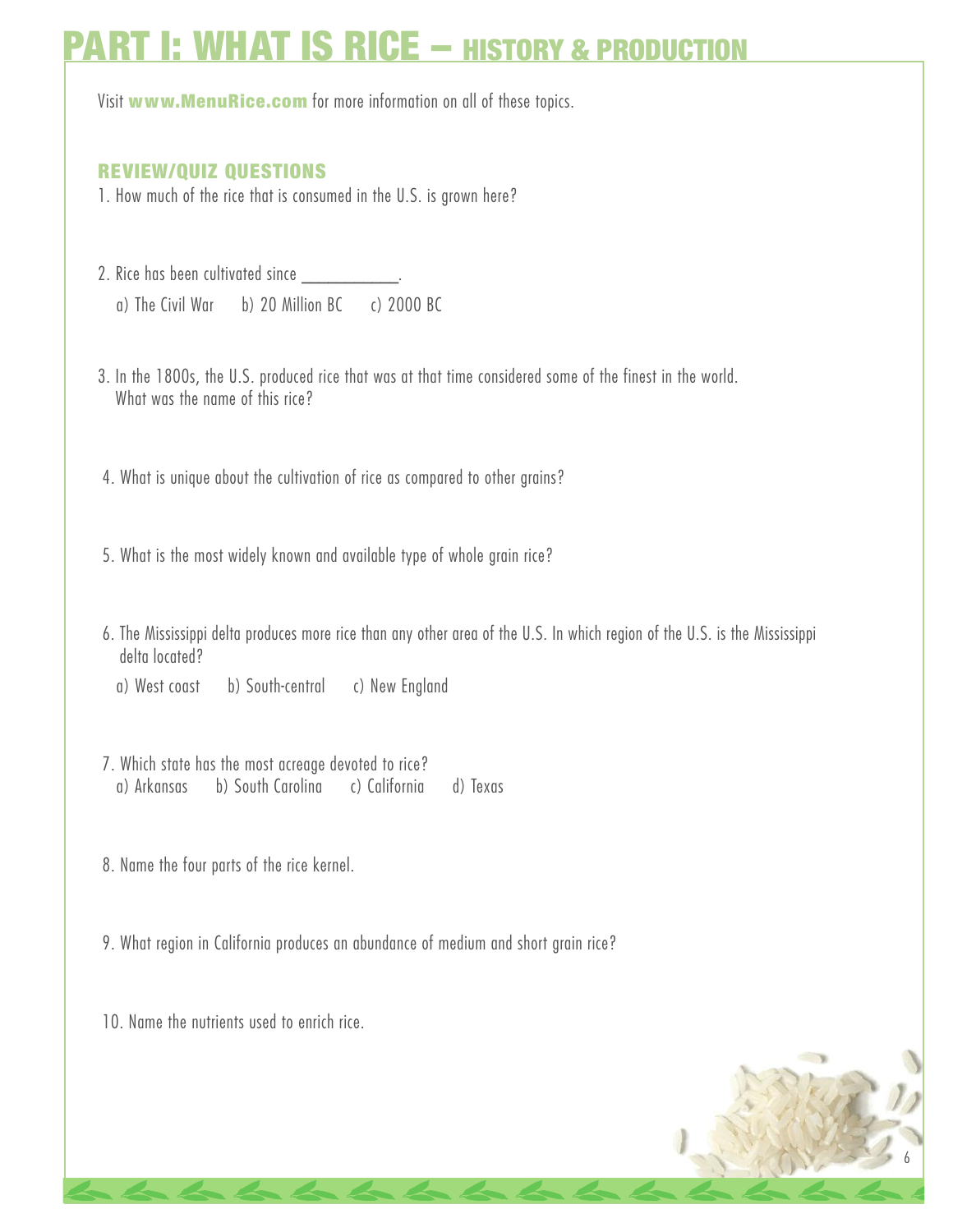# PART I: WHAT IS RICE – HISTORY & PRODUCTION

Visit **www.MenuRice.com** for more information on all of these topics.

### REVIEW/QUIZ QUESTIONS

1. How much of the rice that is consumed in the U.S. is grown here?

2. Rice has been cultivated since ___________.

   a) The Civil War   b) 20 Million BC   c) 2000 BC

3. In the 1800s, the U.S. produced rice that was at that time considered some of the finest in the world. What was the name of this rice?

4. What is unique about the cultivation of rice as compared to other grains?

5. What is the most widely known and available type of whole grain rice?

6. The Mississippi delta produces more rice than any other area of the U.S. In which region of the U.S. is the Mississippi delta located?

   a) West coast   b) South-central   c) New England

7. Which state has the most acreage devoted to rice?

   a) Arkansas   b) South Carolina   c) California   d) Texas

8. Name the four parts of the rice kernel.

9. What region in California produces an abundance of medium and short grain rice?

10. Name the nutrients used to enrich rice.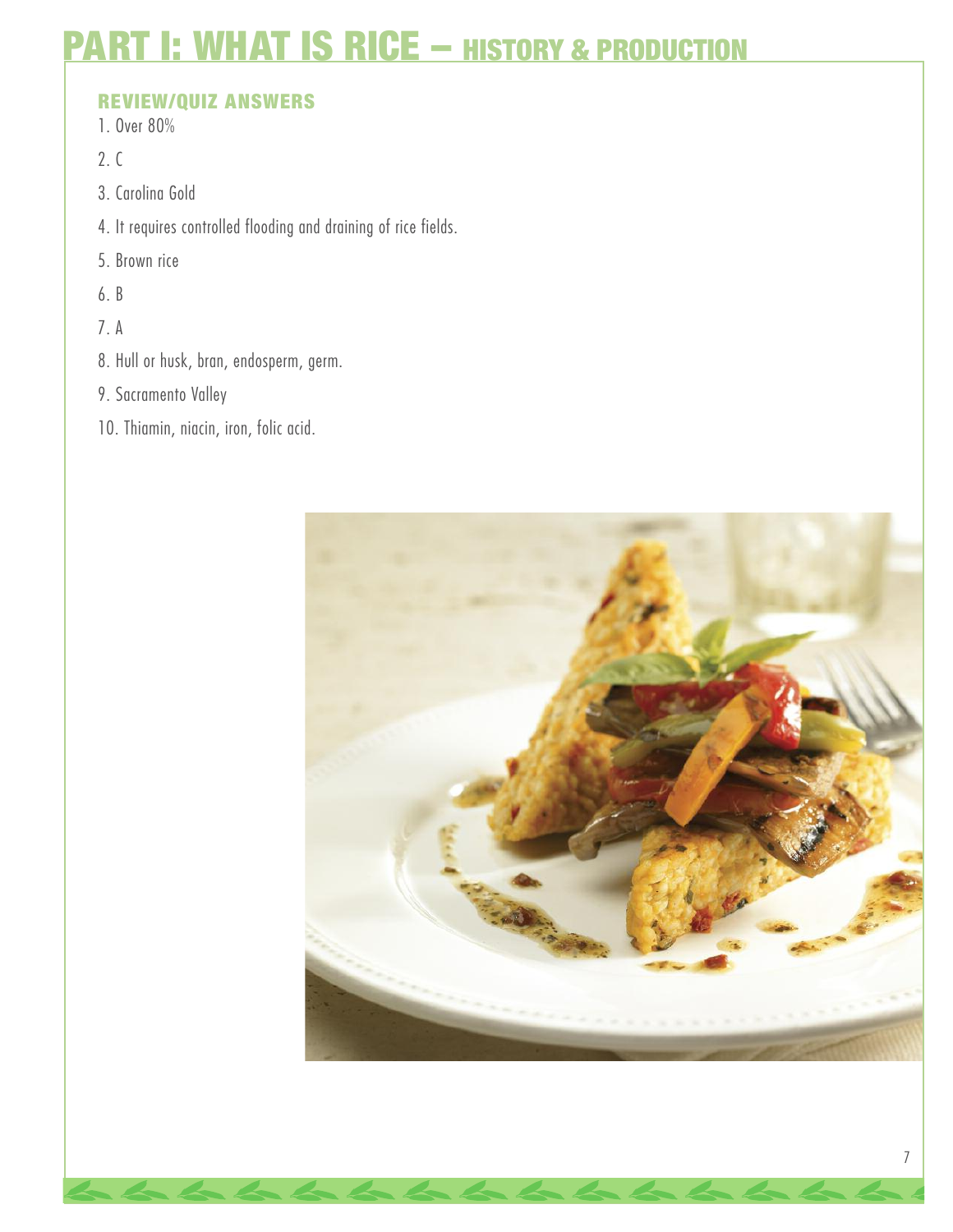# PART I: WHAT IS RICE – HISTORY & PRODUCTION

### REVIEW/QUIZ ANSWERS

1. Over 80%
2. C
3. Carolina Gold
4. It requires controlled flooding and draining of rice fields.
5. Brown rice
6. B
7. A
8. Hull or husk, bran, endosperm, germ.
9. Sacramento Valley
10. Thiamin, niacin, iron, folic acid.